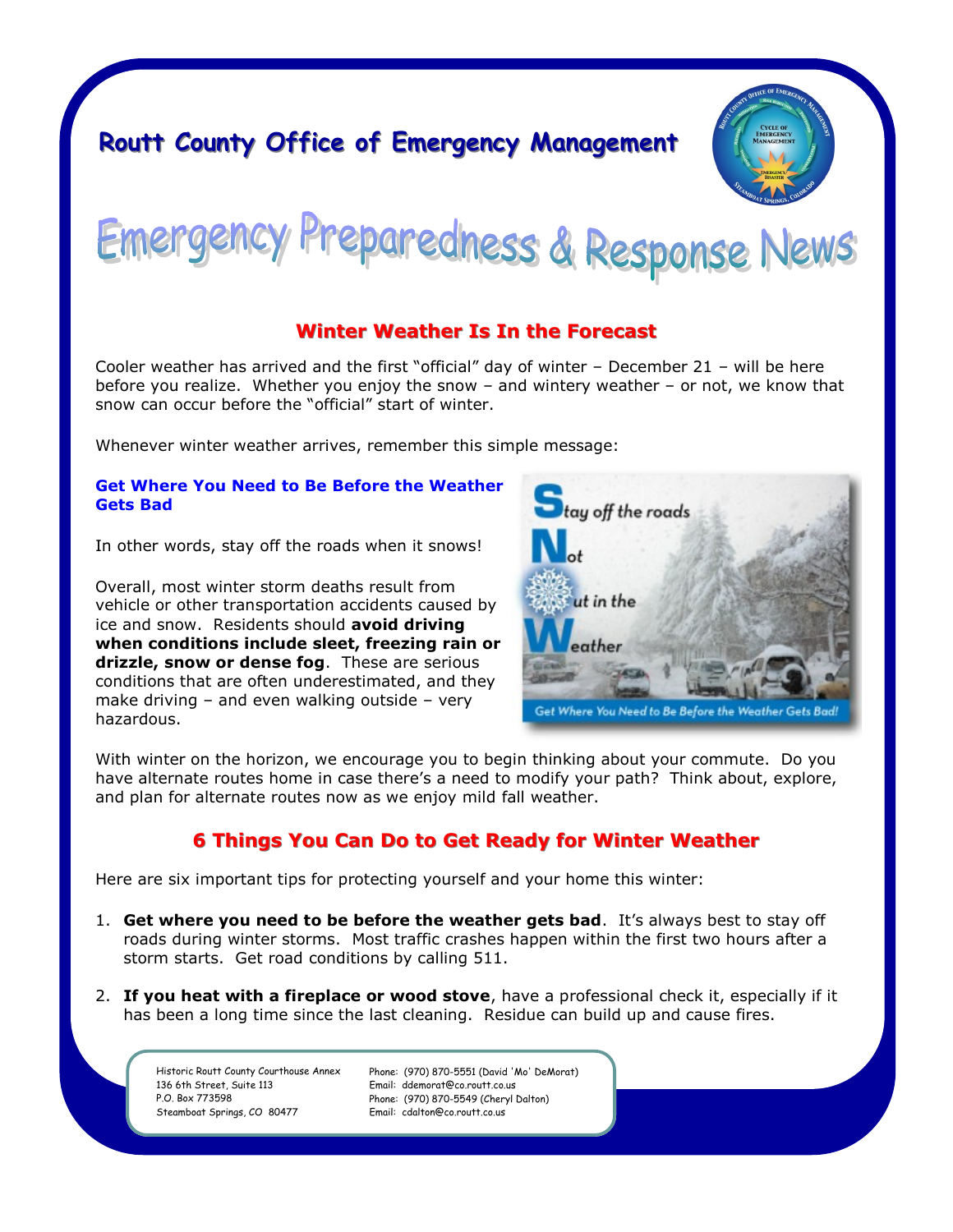# Routt County Office of Emergency Management

# Emergency Preparedness & Response News

## Winter Weather Is In the Forecast

Cooler weather has arrived and the first "official" day of winter – December 21 – will be here before you realize. Whether you enjoy the snow – and wintery weather – or not, we know that snow can occur before the "official" start of winter.

Whenever winter weather arrives, remember this simple message:

### Get Where You Need to Be Before the Weather Gets Bad

In other words, stay off the roads when it snows!

Overall, most winter storm deaths result from vehicle or other transportation accidents caused by ice and snow. Residents should **avoid driving when conditions include sleet, freezing rain or drizzle, snow or dense fog**. These are serious conditions that are often underestimated, and they make driving – and even walking outside – very hazardous.

Stay off the roads
Not
Out in the
Weather

Get Where You Need to Be Before the Weather Gets Bad!

With winter on the horizon, we encourage you to begin thinking about your commute. Do you have alternate routes home in case there's a need to modify your path? Think about, explore, and plan for alternate routes now as we enjoy mild fall weather.

## 6 Things You Can Do to Get Ready for Winter Weather

Here are six important tips for protecting yourself and your home this winter:

1. **Get where you need to be before the weather gets bad**. It's always best to stay off roads during winter storms. Most traffic crashes happen within the first two hours after a storm starts. Get road conditions by calling 511.

2. **If you heat with a fireplace or wood stove**, have a professional check it, especially if it has been a long time since the last cleaning. Residue can build up and cause fires.

Historic Routt County Courthouse Annex
136 6th Street, Suite 113
P.O. Box 773598
Steamboat Springs, CO 80477

Phone: (970) 870-5551 (David 'Mo' DeMorat)
Email: ddemorat@co.routt.co.us
Phone: (970) 870-5549 (Cheryl Dalton)
Email: cdalton@co.routt.co.us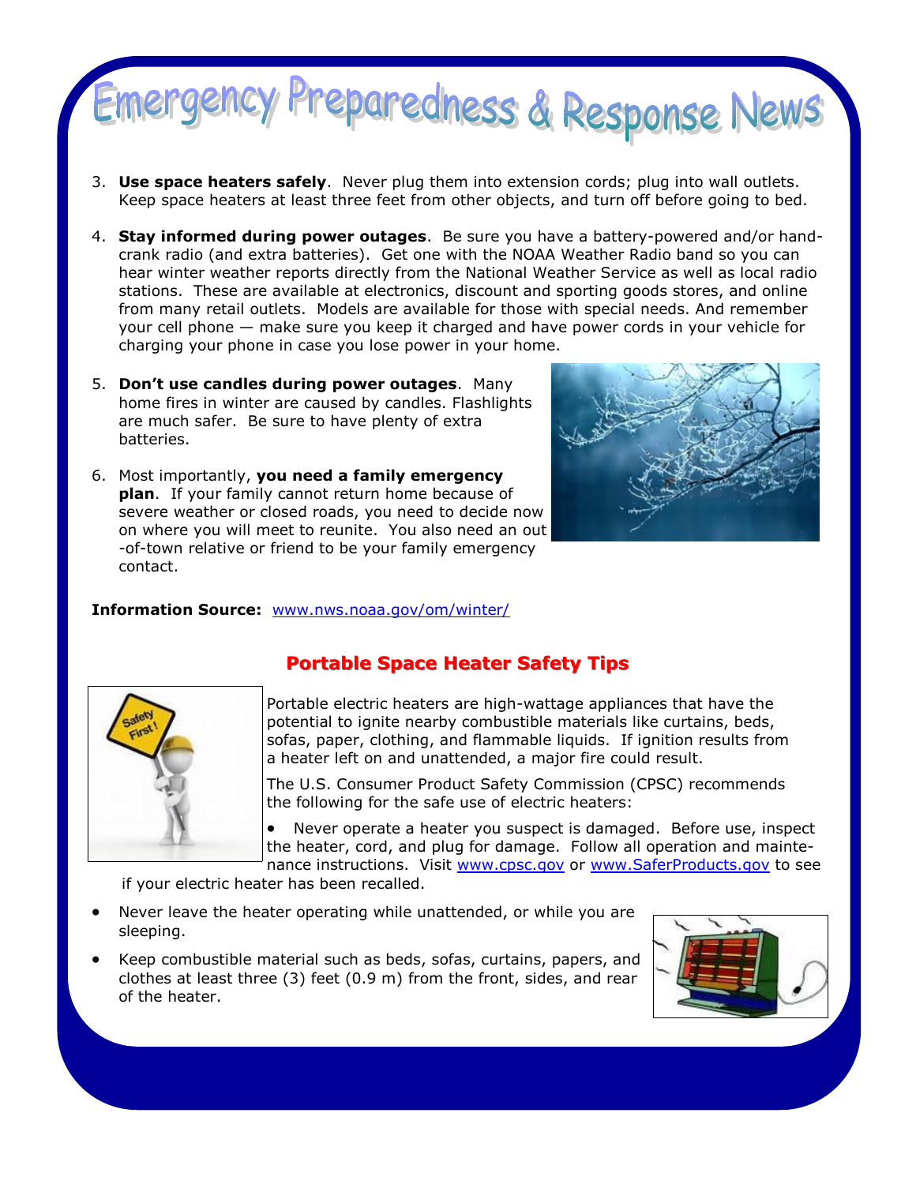# Emergency Preparedness & Response News

3. **Use space heaters safely**. Never plug them into extension cords; plug into wall outlets. Keep space heaters at least three feet from other objects, and turn off before going to bed.

4. **Stay informed during power outages**. Be sure you have a battery-powered and/or hand-crank radio (and extra batteries). Get one with the NOAA Weather Radio band so you can hear winter weather reports directly from the National Weather Service as well as local radio stations. These are available at electronics, discount and sporting goods stores, and online from many retail outlets. Models are available for those with special needs. And remember your cell phone — make sure you keep it charged and have power cords in your vehicle for charging your phone in case you lose power in your home.

5. **Don't use candles during power outages**. Many home fires in winter are caused by candles. Flashlights are much safer. Be sure to have plenty of extra batteries.

6. Most importantly, **you need a family emergency plan**. If your family cannot return home because of severe weather or closed roads, you need to decide now on where you will meet to reunite. You also need an out-of-town relative or friend to be your family emergency contact.

**Information Source:** www.nws.noaa.gov/om/winter/

## Portable Space Heater Safety Tips

Portable electric heaters are high-wattage appliances that have the potential to ignite nearby combustible materials like curtains, beds, sofas, paper, clothing, and flammable liquids. If ignition results from a heater left on and unattended, a major fire could result.

The U.S. Consumer Product Safety Commission (CPSC) recommends the following for the safe use of electric heaters:

- Never operate a heater you suspect is damaged. Before use, inspect the heater, cord, and plug for damage. Follow all operation and maintenance instructions. Visit www.cpsc.gov or www.SaferProducts.gov to see if your electric heater has been recalled.
- Never leave the heater operating while unattended, or while you are sleeping.
- Keep combustible material such as beds, sofas, curtains, papers, and clothes at least three (3) feet (0.9 m) from the front, sides, and rear of the heater.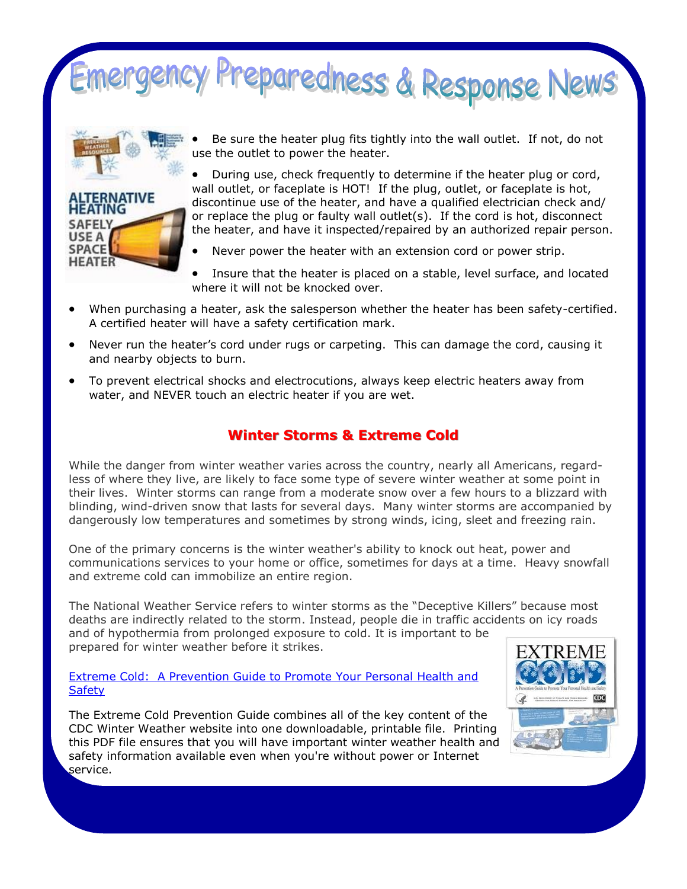# Emergency Preparedness & Response News

- Be sure the heater plug fits tightly into the wall outlet. If not, do not use the outlet to power the heater.
- During use, check frequently to determine if the heater plug or cord, wall outlet, or faceplate is HOT! If the plug, outlet, or faceplate is hot, discontinue use of the heater, and have a qualified electrician check and/or replace the plug or faulty wall outlet(s). If the cord is hot, disconnect the heater, and have it inspected/repaired by an authorized repair person.
- Never power the heater with an extension cord or power strip.
- Insure that the heater is placed on a stable, level surface, and located where it will not be knocked over.
- When purchasing a heater, ask the salesperson whether the heater has been safety-certified. A certified heater will have a safety certification mark.
- Never run the heater's cord under rugs or carpeting. This can damage the cord, causing it and nearby objects to burn.
- To prevent electrical shocks and electrocutions, always keep electric heaters away from water, and NEVER touch an electric heater if you are wet.

## Winter Storms & Extreme Cold

While the danger from winter weather varies across the country, nearly all Americans, regardless of where they live, are likely to face some type of severe winter weather at some point in their lives. Winter storms can range from a moderate snow over a few hours to a blizzard with blinding, wind-driven snow that lasts for several days. Many winter storms are accompanied by dangerously low temperatures and sometimes by strong winds, icing, sleet and freezing rain.

One of the primary concerns is the winter weather's ability to knock out heat, power and communications services to your home or office, sometimes for days at a time. Heavy snowfall and extreme cold can immobilize an entire region.

The National Weather Service refers to winter storms as the "Deceptive Killers" because most deaths are indirectly related to the storm. Instead, people die in traffic accidents on icy roads and of hypothermia from prolonged exposure to cold. It is important to be prepared for winter weather before it strikes.

Extreme Cold: A Prevention Guide to Promote Your Personal Health and Safety

The Extreme Cold Prevention Guide combines all of the key content of the CDC Winter Weather website into one downloadable, printable file. Printing this PDF file ensures that you will have important winter weather health and safety information available even when you're without power or Internet service.